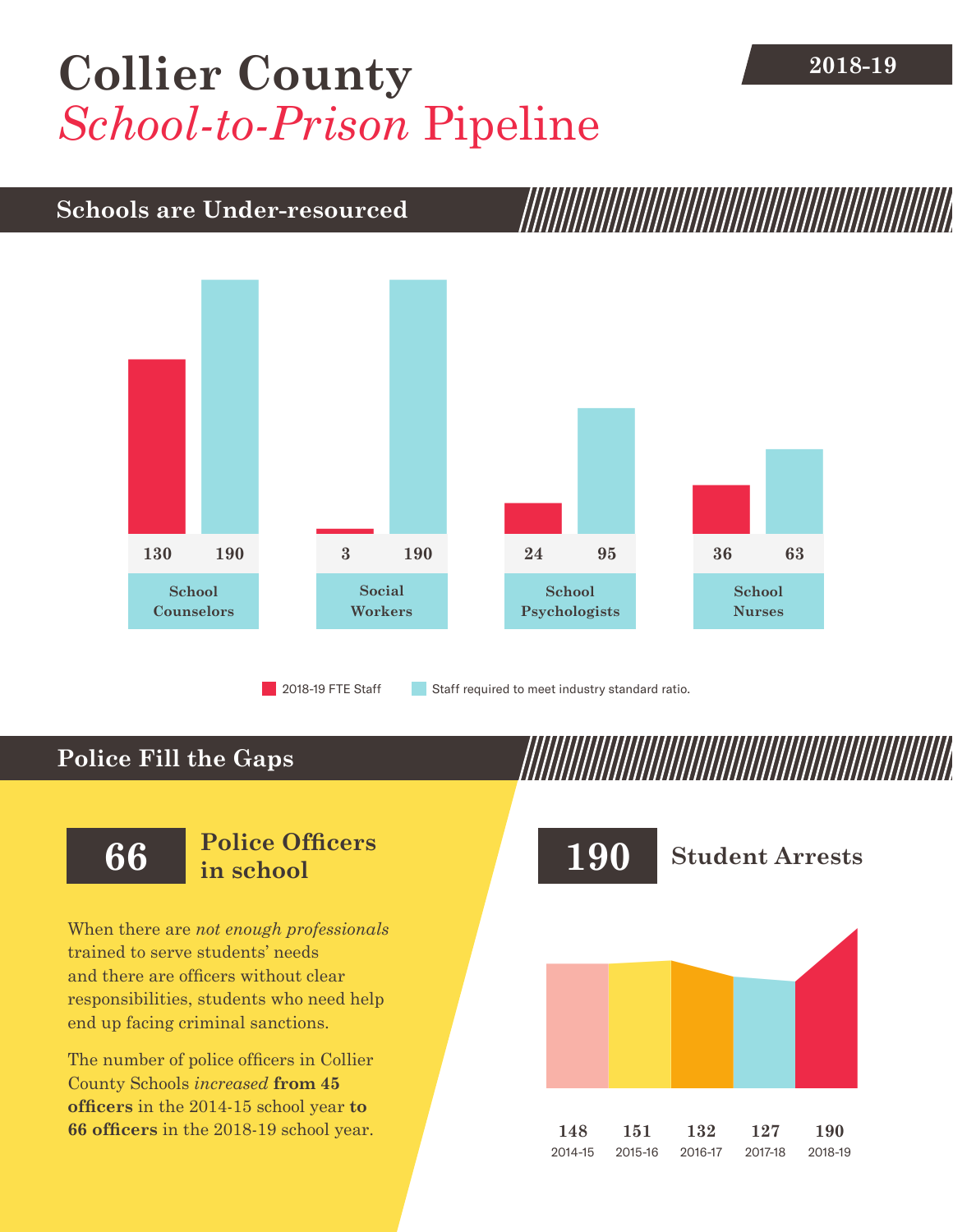# Collier County

## *School-to-Prison* Pipeline

**2018-19**

## Schools are Under-resourced

| | 2018-19 FTE Staff | Staff required to meet industry standard ratio. |
|---|---|---|
| School Counselors | 130 | 190 |
| Social Workers | 3 | 190 |
| School Psychologists | 24 | 95 |
| School Nurses | 36 | 63 |

## Police Fill the Gaps

**66** **Police Officers in school**

When there are *not enough professionals* trained to serve students' needs and there are officers without clear responsibilities, students who need help end up facing criminal sanctions.

The number of police officers in Collier County Schools *increased* **from 45 officers** in the 2014-15 school year **to 66 officers** in the 2018-19 school year.

**190** **Student Arrests**

| 2014-15 | 2015-16 | 2016-17 | 2017-18 | 2018-19 |
|---|---|---|---|---|
| 148 | 151 | 132 | 127 | 190 |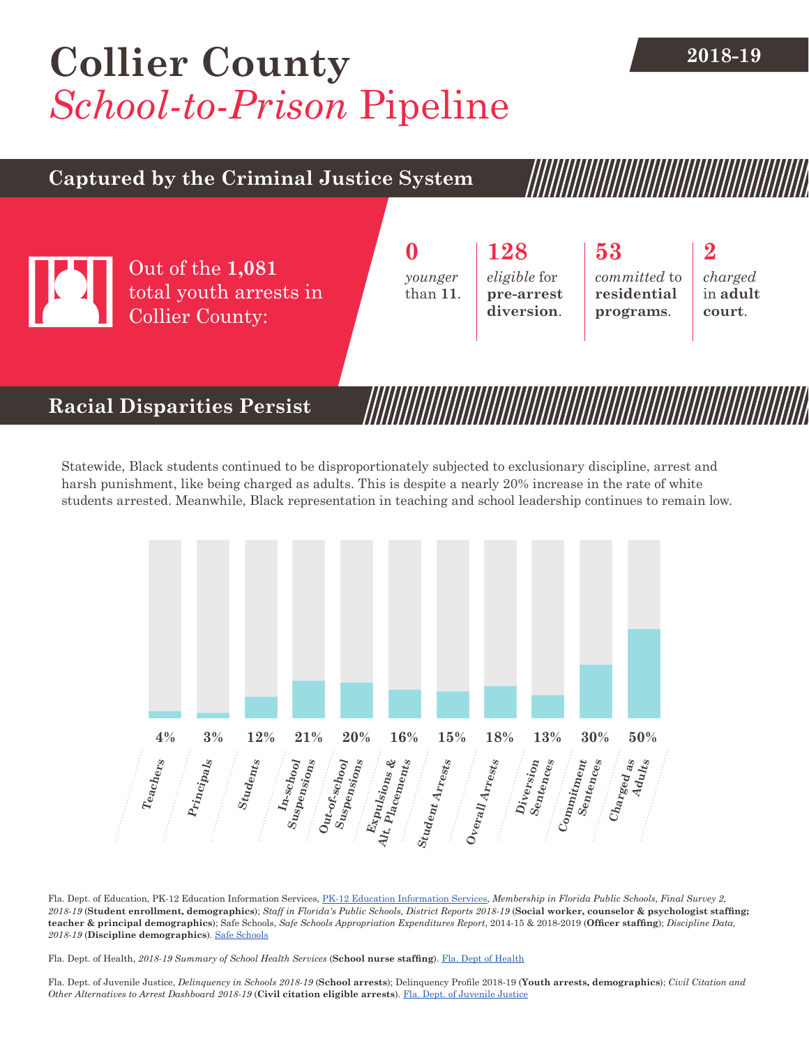# Collier County *School-to-Prison* Pipeline

2018-19

## Captured by the Criminal Justice System

Out of the **1,081** total youth arrests in Collier County:

**0** *younger* than **11**.

**128** *eligible* for **pre-arrest diversion**.

**53** *committed* to **residential programs**.

**2** *charged* in **adult court**.

## Racial Disparities Persist

Statewide, Black students continued to be disproportionately subjected to exclusionary discipline, arrest and harsh punishment, like being charged as adults. This is despite a nearly 20% increase in the rate of white students arrested. Meanwhile, Black representation in teaching and school leadership continues to remain low.

4% Teachers
3% Principals
12% Students
21% In-school Suspensions
20% Out-of-school Suspensions
16% Expulsions & Alt. Placements
15% Student Arrests
18% Overall Arrests
13% Diversion Sentences
30% Commitment Sentences
50% Charged as Adults

Fla. Dept. of Education, PK-12 Education Information Services, PK-12 Education Information Services, *Membership in Florida Public Schools, Final Survey 2, 2018-19* (**Student enrollment, demographics**); *Staff in Florida's Public Schools, District Reports 2018-19* (**Social worker, counselor & psychologist staffing; teacher & principal demographics**); Safe Schools, *Safe Schools Appropriation Expenditures Report*, 2014-15 & 2018-2019 (**Officer staffing**); *Discipline Data, 2018-19* (**Discipline demographics**). Safe Schools

Fla. Dept. of Health, *2018-19 Summary of School Health Services* (**School nurse staffing**). Fla. Dept of Health

Fla. Dept. of Juvenile Justice, *Delinquency in Schools 2018-19* (**School arrests**); Delinquency Profile 2018-19 (**Youth arrests, demographics**); *Civil Citation and Other Alternatives to Arrest Dashboard 2018-19* (**Civil citation eligible arrests**). Fla. Dept. of Juvenile Justice